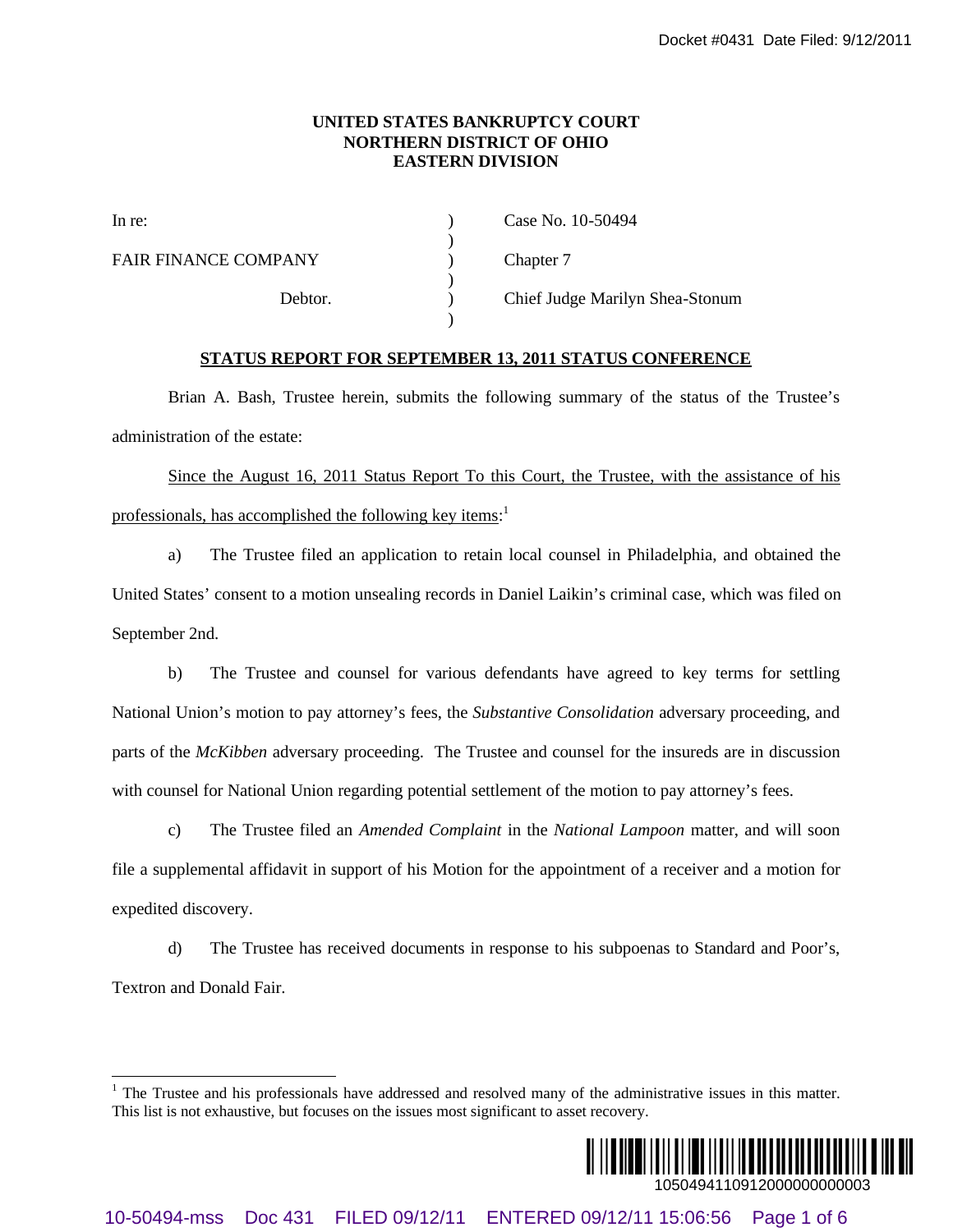**UNITED STATES BANKRUPTCY COURT**
**NORTHERN DISTRICT OF OHIO**
**EASTERN DIVISION**

| | | |
|---|---|---|
| In re: | ) | Case No. 10-50494 |
| | ) | |
| FAIR FINANCE COMPANY | ) | Chapter 7 |
| | ) | |
| Debtor. | ) | Chief Judge Marilyn Shea-Stonum |
| | ) | |

## STATUS REPORT FOR SEPTEMBER 13, 2011 STATUS CONFERENCE

Brian A. Bash, Trustee herein, submits the following summary of the status of the Trustee's administration of the estate:

Since the August 16, 2011 Status Report To this Court, the Trustee, with the assistance of his professionals, has accomplished the following key items:[1]

a) The Trustee filed an application to retain local counsel in Philadelphia, and obtained the United States' consent to a motion unsealing records in Daniel Laikin's criminal case, which was filed on September 2nd.

b) The Trustee and counsel for various defendants have agreed to key terms for settling National Union's motion to pay attorney's fees, the *Substantive Consolidation* adversary proceeding, and parts of the *McKibben* adversary proceeding. The Trustee and counsel for the insureds are in discussion with counsel for National Union regarding potential settlement of the motion to pay attorney's fees.

c) The Trustee filed an *Amended Complaint* in the *National Lampoon* matter, and will soon file a supplemental affidavit in support of his Motion for the appointment of a receiver and a motion for expedited discovery.

d) The Trustee has received documents in response to his subpoenas to Standard and Poor's, Textron and Donald Fair.

---

[1] The Trustee and his professionals have addressed and resolved many of the administrative issues in this matter. This list is not exhaustive, but focuses on the issues most significant to asset recovery.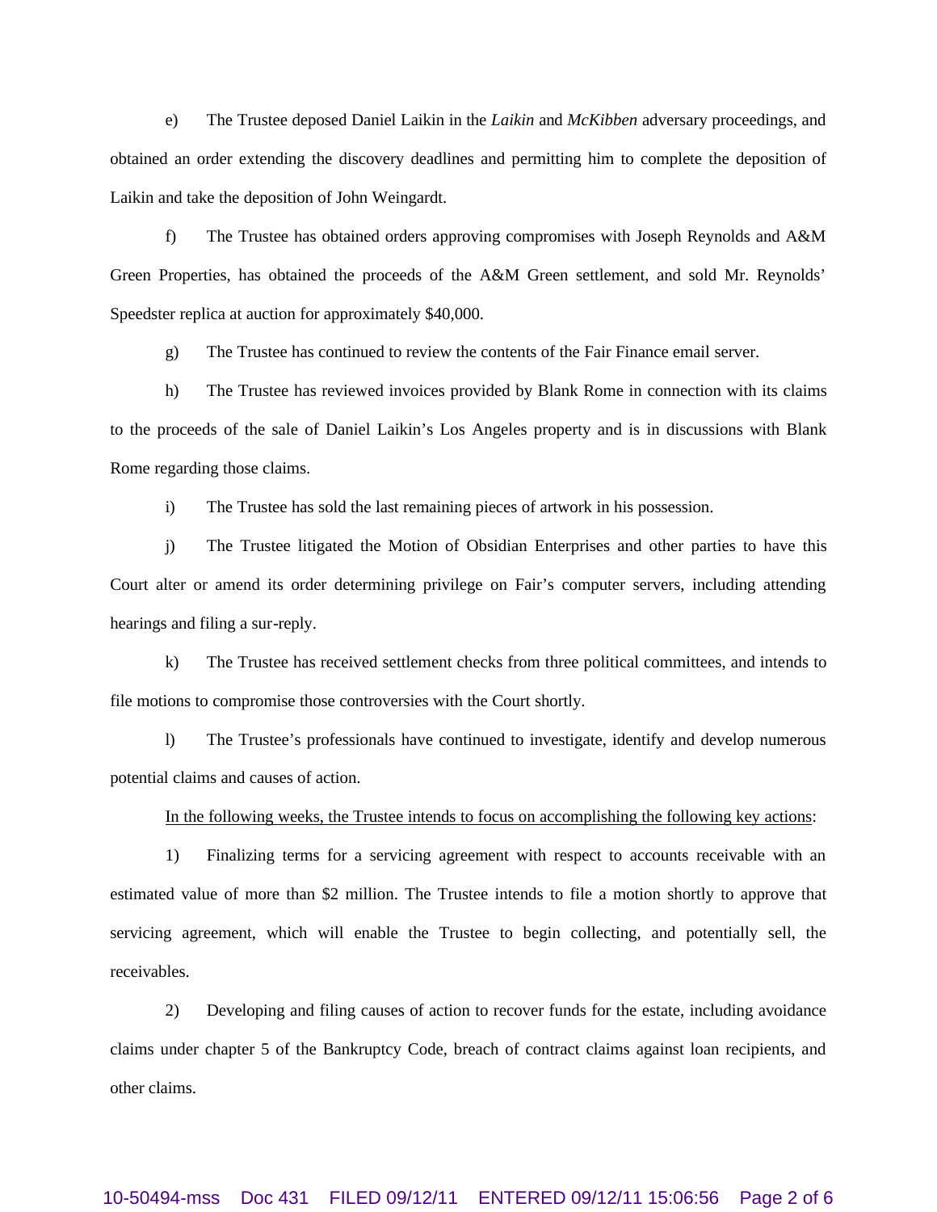e) The Trustee deposed Daniel Laikin in the *Laikin* and *McKibben* adversary proceedings, and obtained an order extending the discovery deadlines and permitting him to complete the deposition of Laikin and take the deposition of John Weingardt.

f) The Trustee has obtained orders approving compromises with Joseph Reynolds and A&M Green Properties, has obtained the proceeds of the A&M Green settlement, and sold Mr. Reynolds' Speedster replica at auction for approximately $40,000.

g) The Trustee has continued to review the contents of the Fair Finance email server.

h) The Trustee has reviewed invoices provided by Blank Rome in connection with its claims to the proceeds of the sale of Daniel Laikin's Los Angeles property and is in discussions with Blank Rome regarding those claims.

i) The Trustee has sold the last remaining pieces of artwork in his possession.

j) The Trustee litigated the Motion of Obsidian Enterprises and other parties to have this Court alter or amend its order determining privilege on Fair's computer servers, including attending hearings and filing a sur-reply.

k) The Trustee has received settlement checks from three political committees, and intends to file motions to compromise those controversies with the Court shortly.

l) The Trustee's professionals have continued to investigate, identify and develop numerous potential claims and causes of action.

<u>In the following weeks, the Trustee intends to focus on accomplishing the following key actions</u>:

1) Finalizing terms for a servicing agreement with respect to accounts receivable with an estimated value of more than $2 million. The Trustee intends to file a motion shortly to approve that servicing agreement, which will enable the Trustee to begin collecting, and potentially sell, the receivables.

2) Developing and filing causes of action to recover funds for the estate, including avoidance claims under chapter 5 of the Bankruptcy Code, breach of contract claims against loan recipients, and other claims.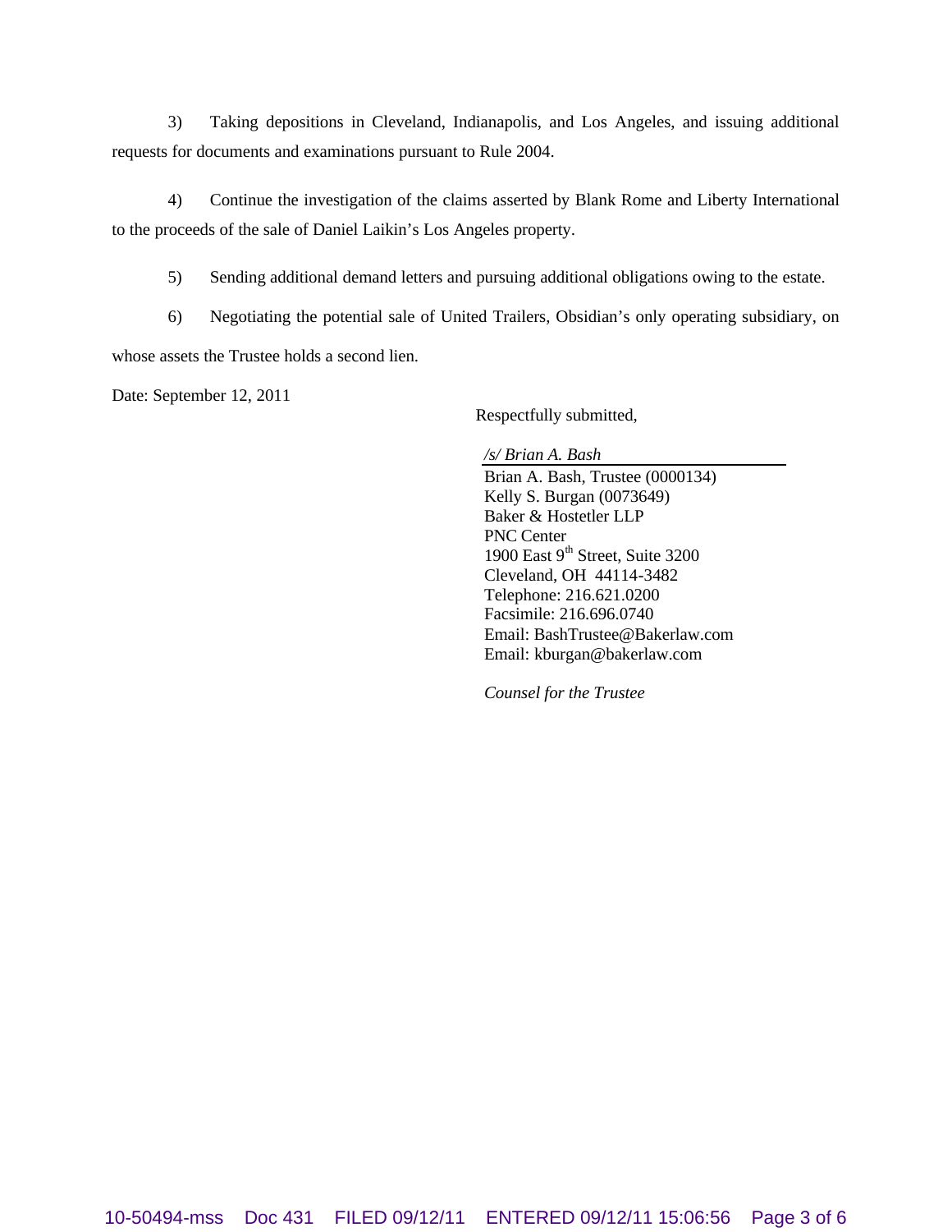3) Taking depositions in Cleveland, Indianapolis, and Los Angeles, and issuing additional requests for documents and examinations pursuant to Rule 2004.

4) Continue the investigation of the claims asserted by Blank Rome and Liberty International to the proceeds of the sale of Daniel Laikin's Los Angeles property.

5) Sending additional demand letters and pursuing additional obligations owing to the estate.

6) Negotiating the potential sale of United Trailers, Obsidian's only operating subsidiary, on whose assets the Trustee holds a second lien.

Date: September 12, 2011

Respectfully submitted,

*/s/ Brian A. Bash*
Brian A. Bash, Trustee (0000134)
Kelly S. Burgan (0073649)
Baker & Hostetler LLP
PNC Center
1900 East 9th Street, Suite 3200
Cleveland, OH 44114-3482
Telephone: 216.621.0200
Facsimile: 216.696.0740
Email: BashTrustee@Bakerlaw.com
Email: kburgan@bakerlaw.com

*Counsel for the Trustee*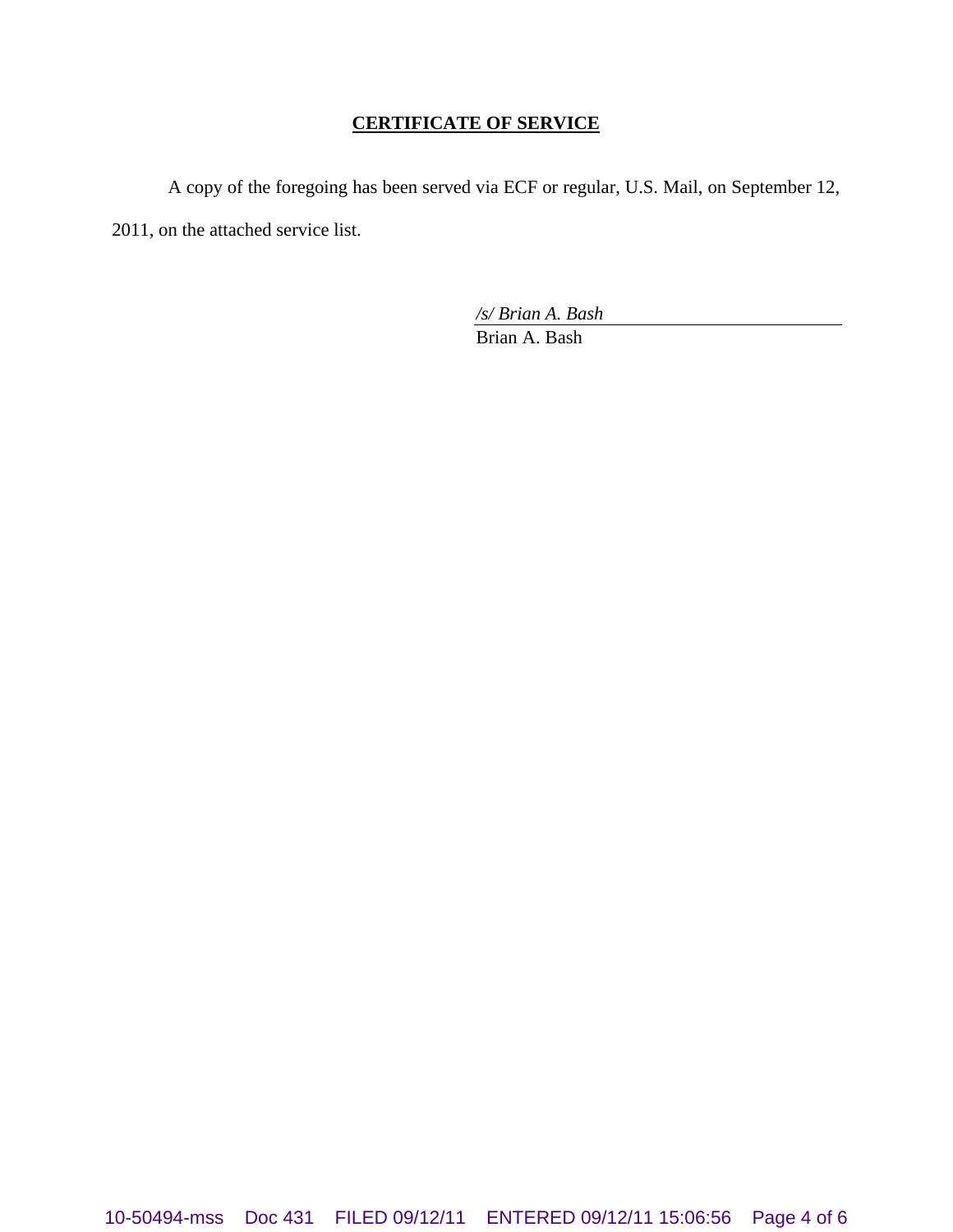**CERTIFICATE OF SERVICE**

A copy of the foregoing has been served via ECF or regular, U.S. Mail, on September 12, 2011, on the attached service list.

*/s/ Brian A. Bash*
Brian A. Bash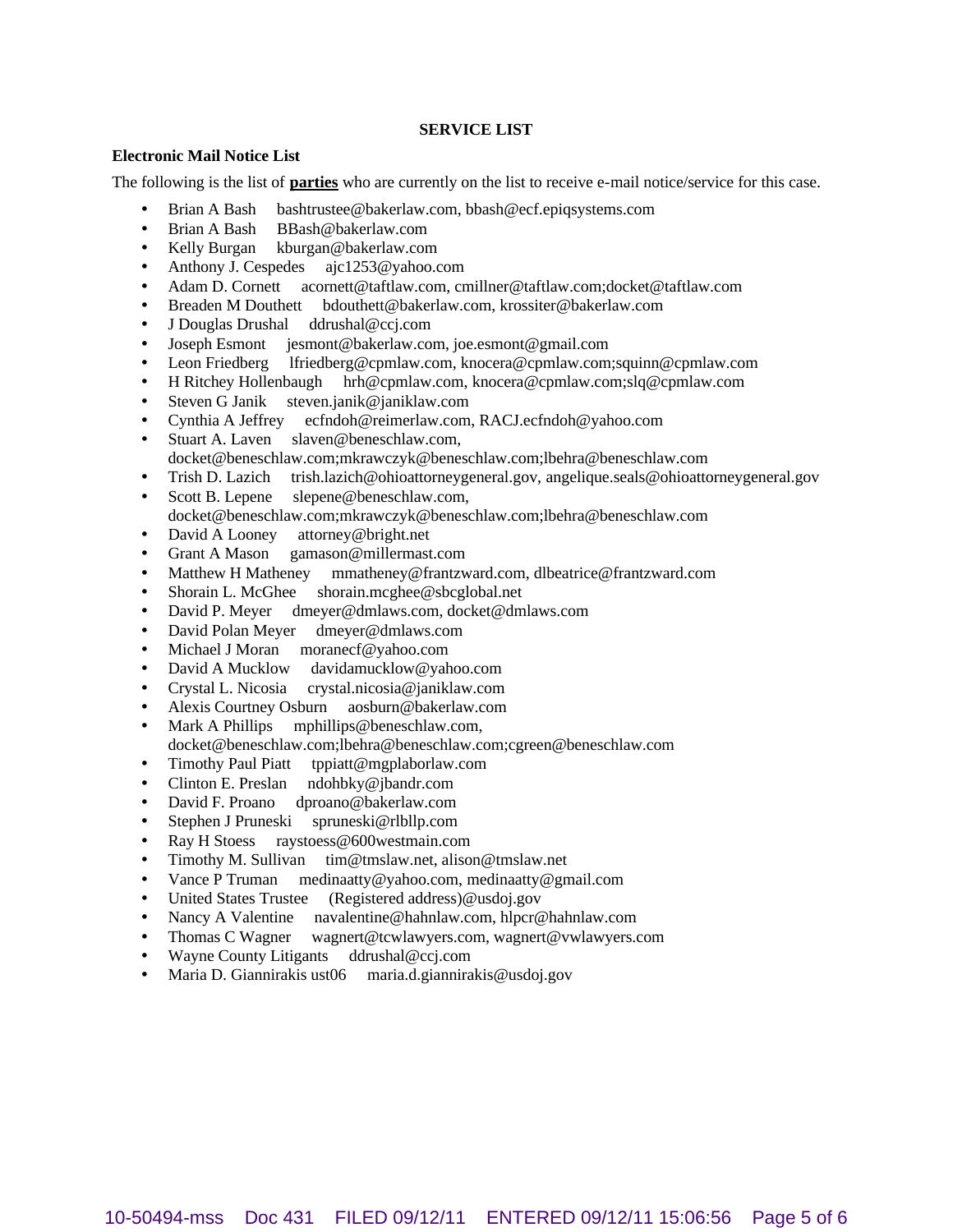**SERVICE LIST**

**Electronic Mail Notice List**

The following is the list of **parties** who are currently on the list to receive e-mail notice/service for this case.

- Brian A Bash bashtrustee@bakerlaw.com, bbash@ecf.epiqsystems.com
- Brian A Bash BBash@bakerlaw.com
- Kelly Burgan kburgan@bakerlaw.com
- Anthony J. Cespedes ajc1253@yahoo.com
- Adam D. Cornett acornett@taftlaw.com, cmillner@taftlaw.com;docket@taftlaw.com
- Breaden M Douthett bdouthett@bakerlaw.com, krossiter@bakerlaw.com
- J Douglas Drushal ddrushal@ccj.com
- Joseph Esmont jesmont@bakerlaw.com, joe.esmont@gmail.com
- Leon Friedberg lfriedberg@cpmlaw.com, knocera@cpmlaw.com;squinn@cpmlaw.com
- H Ritchey Hollenbaugh hrh@cpmlaw.com, knocera@cpmlaw.com;slq@cpmlaw.com
- Steven G Janik steven.janik@janiklaw.com
- Cynthia A Jeffrey ecfndoh@reimerlaw.com, RACJ.ecfndoh@yahoo.com
- Stuart A. Laven slaven@beneschlaw.com, docket@beneschlaw.com;mkrawczyk@beneschlaw.com;lbehra@beneschlaw.com
- Trish D. Lazich trish.lazich@ohioattorneygeneral.gov, angelique.seals@ohioattorneygeneral.gov
- Scott B. Lepene slepene@beneschlaw.com, docket@beneschlaw.com;mkrawczyk@beneschlaw.com;lbehra@beneschlaw.com
- David A Looney attorney@bright.net
- Grant A Mason gamason@millermast.com
- Matthew H Matheney mmatheney@frantzward.com, dlbeatrice@frantzward.com
- Shorain L. McGhee shorain.mcghee@sbcglobal.net
- David P. Meyer dmeyer@dmlaws.com, docket@dmlaws.com
- David Polan Meyer dmeyer@dmlaws.com
- Michael J Moran moranecf@yahoo.com
- David A Mucklow davidamucklow@yahoo.com
- Crystal L. Nicosia crystal.nicosia@janiklaw.com
- Alexis Courtney Osburn aosburn@bakerlaw.com
- Mark A Phillips mphillips@beneschlaw.com, docket@beneschlaw.com;lbehra@beneschlaw.com;cgreen@beneschlaw.com
- Timothy Paul Piatt tppiatt@mgplaborlaw.com
- Clinton E. Preslan ndohbky@jbandr.com
- David F. Proano dproano@bakerlaw.com
- Stephen J Pruneski spruneski@rlbllp.com
- Ray H Stoess raystoess@600westmain.com
- Timothy M. Sullivan tim@tmslaw.net, alison@tmslaw.net
- Vance P Truman medinaatty@yahoo.com, medinaatty@gmail.com
- United States Trustee (Registered address)@usdoj.gov
- Nancy A Valentine navalentine@hahnlaw.com, hlpcr@hahnlaw.com
- Thomas C Wagner wagnert@tcwlawyers.com, wagnert@vwlawyers.com
- Wayne County Litigants ddrushal@ccj.com
- Maria D. Giannirakis ust06 maria.d.giannirakis@usdoj.gov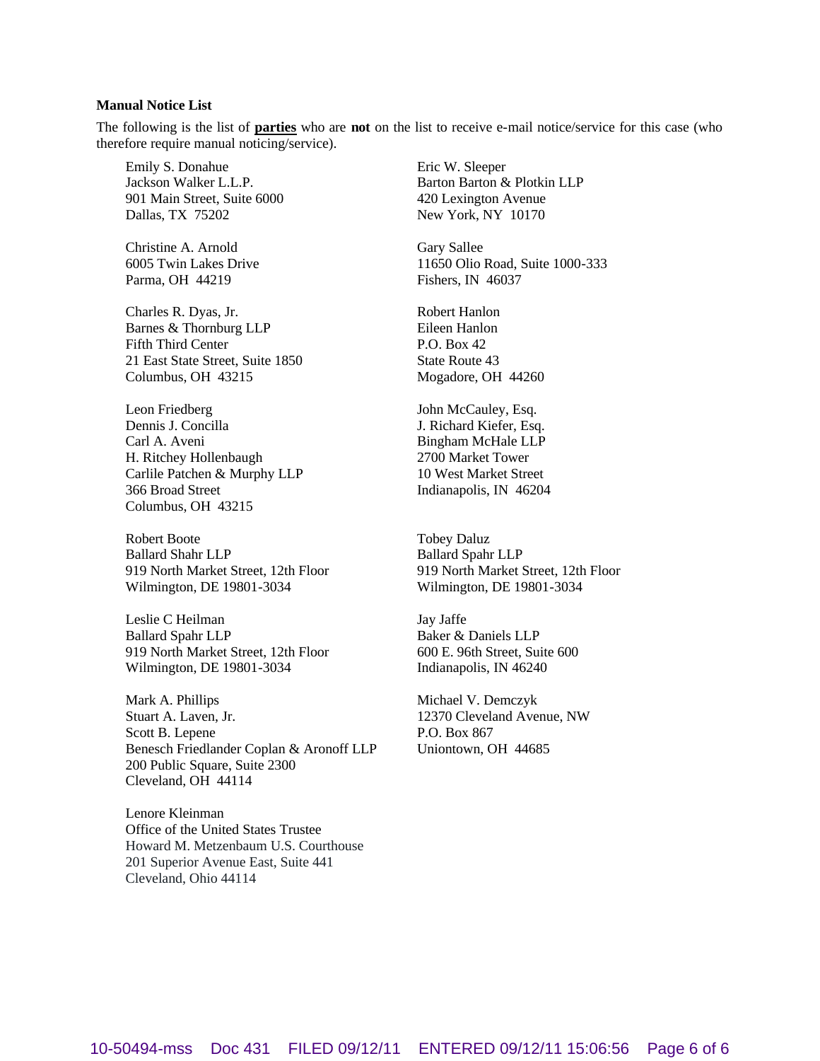**Manual Notice List**

The following is the list of **parties** who are **not** on the list to receive e-mail notice/service for this case (who therefore require manual noticing/service).

Emily S. Donahue
Jackson Walker L.L.P.
901 Main Street, Suite 6000
Dallas, TX 75202

Christine A. Arnold
6005 Twin Lakes Drive
Parma, OH 44219

Charles R. Dyas, Jr.
Barnes & Thornburg LLP
Fifth Third Center
21 East State Street, Suite 1850
Columbus, OH 43215

Leon Friedberg
Dennis J. Concilla
Carl A. Aveni
H. Ritchey Hollenbaugh
Carlile Patchen & Murphy LLP
366 Broad Street
Columbus, OH 43215

Robert Boote
Ballard Shahr LLP
919 North Market Street, 12th Floor
Wilmington, DE 19801-3034

Leslie C Heilman
Ballard Spahr LLP
919 North Market Street, 12th Floor
Wilmington, DE 19801-3034

Mark A. Phillips
Stuart A. Laven, Jr.
Scott B. Lepene
Benesch Friedlander Coplan & Aronoff LLP
200 Public Square, Suite 2300
Cleveland, OH 44114

Lenore Kleinman
Office of the United States Trustee
Howard M. Metzenbaum U.S. Courthouse
201 Superior Avenue East, Suite 441
Cleveland, Ohio 44114

Eric W. Sleeper
Barton Barton & Plotkin LLP
420 Lexington Avenue
New York, NY 10170

Gary Sallee
11650 Olio Road, Suite 1000-333
Fishers, IN 46037

Robert Hanlon
Eileen Hanlon
P.O. Box 42
State Route 43
Mogadore, OH 44260

John McCauley, Esq.
J. Richard Kiefer, Esq.
Bingham McHale LLP
2700 Market Tower
10 West Market Street
Indianapolis, IN 46204

Tobey Daluz
Ballard Spahr LLP
919 North Market Street, 12th Floor
Wilmington, DE 19801-3034

Jay Jaffe
Baker & Daniels LLP
600 E. 96th Street, Suite 600
Indianapolis, IN 46240

Michael V. Demczyk
12370 Cleveland Avenue, NW
P.O. Box 867
Uniontown, OH 44685